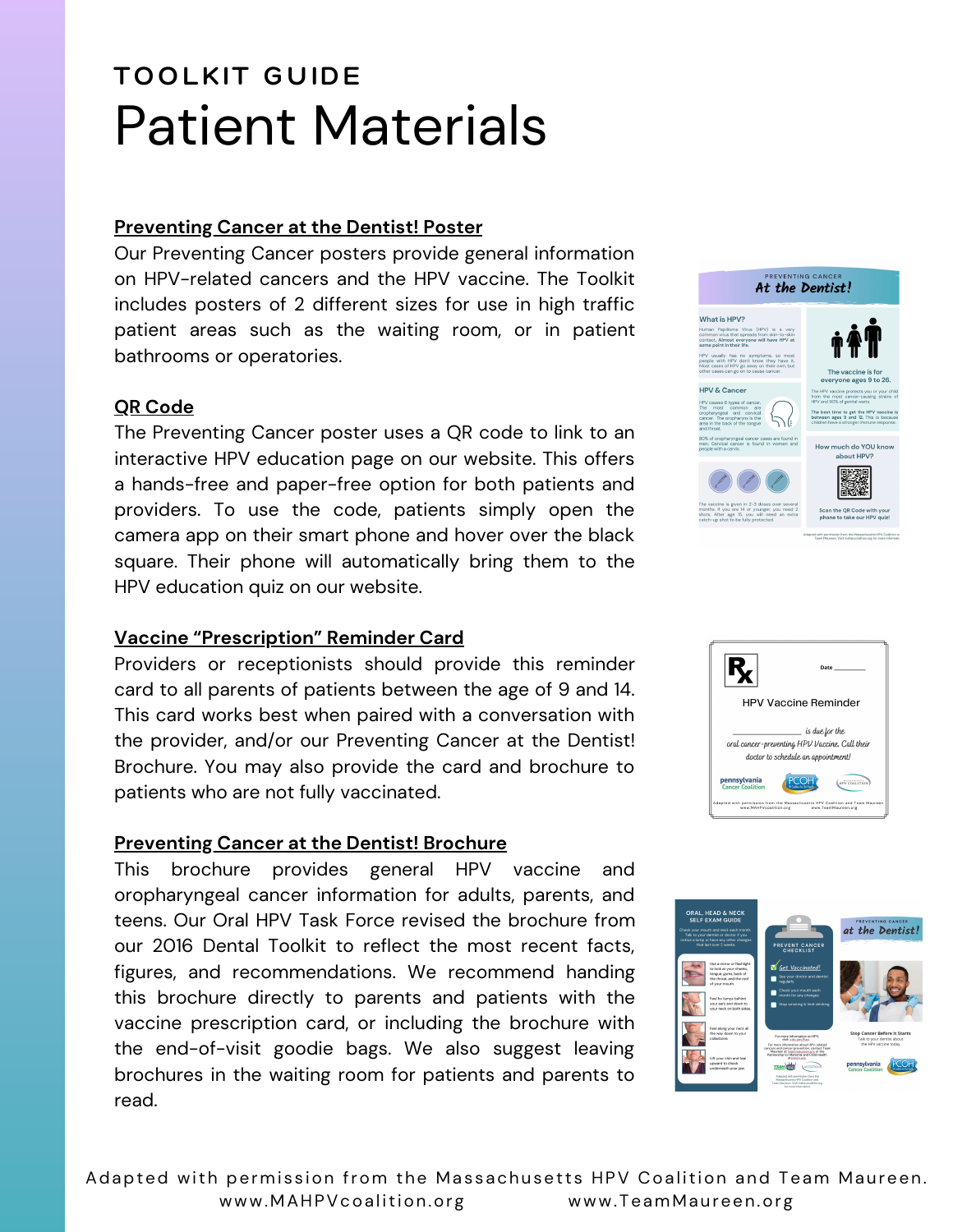# TOOLKIT GUIDE
# Patient Materials

## Preventing Cancer at the Dentist! Poster

Our Preventing Cancer posters provide general information on HPV-related cancers and the HPV vaccine. The Toolkit includes posters of 2 different sizes for use in high traffic patient areas such as the waiting room, or in patient bathrooms or operatories.

## QR Code

The Preventing Cancer poster uses a QR code to link to an interactive HPV education page on our website. This offers a hands-free and paper-free option for both patients and providers. To use the code, patients simply open the camera app on their smart phone and hover over the black square. Their phone will automatically bring them to the HPV education quiz on our website.

## Vaccine "Prescription" Reminder Card

Providers or receptionists should provide this reminder card to all parents of patients between the age of 9 and 14. This card works best when paired with a conversation with the provider, and/or our Preventing Cancer at the Dentist! Brochure. You may also provide the card and brochure to patients who are not fully vaccinated.

## Preventing Cancer at the Dentist! Brochure

This brochure provides general HPV vaccine and oropharyngeal cancer information for adults, parents, and teens. Our Oral HPV Task Force revised the brochure from our 2016 Dental Toolkit to reflect the most recent facts, figures, and recommendations. We recommend handing this brochure directly to parents and patients with the vaccine prescription card, or including the brochure with the end-of-visit goodie bags. We also suggest leaving brochures in the waiting room for patients and parents to read.

Adapted with permission from the Massachusetts HPV Coalition and Team Maureen.
www.MAHPVcoalition.org www.TeamMaureen.org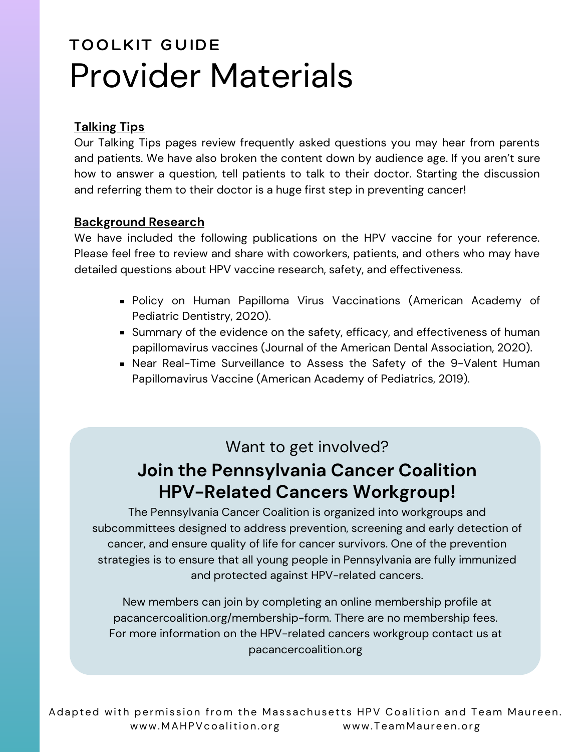#### TOOLKIT GUIDE

# Provider Materials

**Talking Tips**

Our Talking Tips pages review frequently asked questions you may hear from parents and patients. We have also broken the content down by audience age. If you aren't sure how to answer a question, tell patients to talk to their doctor. Starting the discussion and referring them to their doctor is a huge first step in preventing cancer!

**Background Research**

We have included the following publications on the HPV vaccine for your reference. Please feel free to review and share with coworkers, patients, and others who may have detailed questions about HPV vaccine research, safety, and effectiveness.

- Policy on Human Papilloma Virus Vaccinations (American Academy of Pediatric Dentistry, 2020).
- Summary of the evidence on the safety, efficacy, and effectiveness of human papillomavirus vaccines (Journal of the American Dental Association, 2020).
- Near Real-Time Surveillance to Assess the Safety of the 9-Valent Human Papillomavirus Vaccine (American Academy of Pediatrics, 2019).

Want to get involved?

## Join the Pennsylvania Cancer Coalition HPV-Related Cancers Workgroup!

The Pennsylvania Cancer Coalition is organized into workgroups and subcommittees designed to address prevention, screening and early detection of cancer, and ensure quality of life for cancer survivors. One of the prevention strategies is to ensure that all young people in Pennsylvania are fully immunized and protected against HPV-related cancers.

New members can join by completing an online membership profile at pacancercoalition.org/membership-form. There are no membership fees. For more information on the HPV-related cancers workgroup contact us at pacancercoalition.org

Adapted with permission from the Massachusetts HPV Coalition and Team Maureen.
www.MAHPVcoalition.org www.TeamMaureen.org